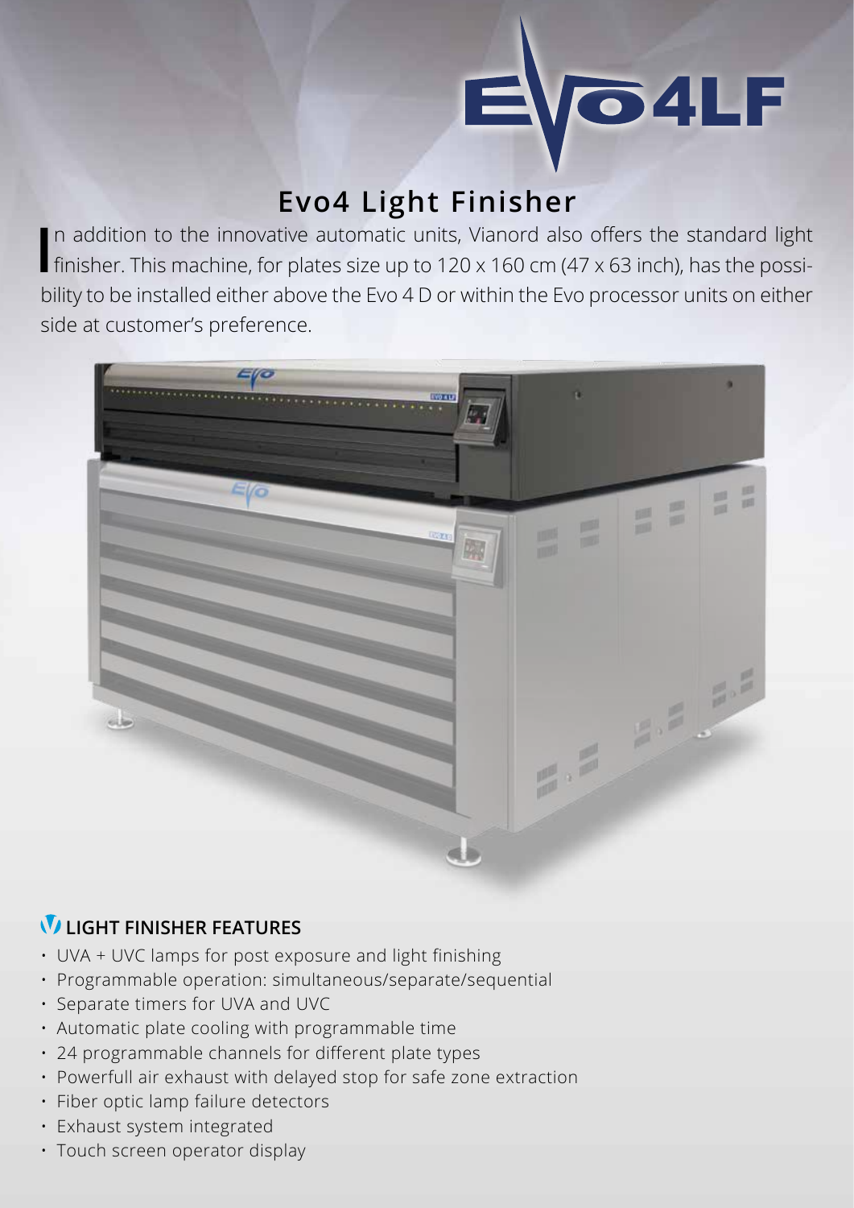# EVO4LF

## Evo4 Light Finisher

In addition to the innovative automatic units, Vianord also offers the standard light finisher. This machine, for plates size up to 120 x 160 cm (47 x 63 inch), has the possibility to be installed either above the Evo 4 D or within the Evo processor units on either side at customer's preference.

### LIGHT FINISHER FEATURES

- UVA + UVC lamps for post exposure and light finishing
- Programmable operation: simultaneous/separate/sequential
- Separate timers for UVA and UVC
- Automatic plate cooling with programmable time
- 24 programmable channels for different plate types
- Powerfull air exhaust with delayed stop for safe zone extraction
- Fiber optic lamp failure detectors
- Exhaust system integrated
- Touch screen operator display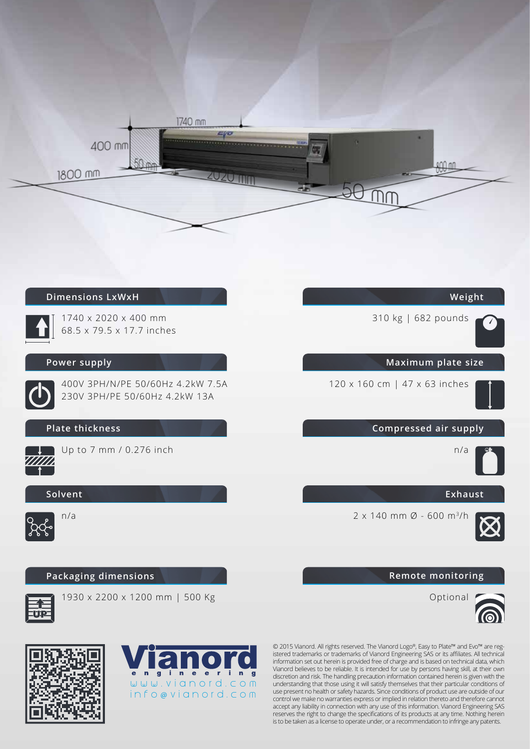## Dimensions LxWxH

1740 x 2020 x 400 mm
68.5 x 79.5 x 17.7 inches

## Weight

310 kg | 682 pounds

## Power supply

400V 3PH/N/PE 50/60Hz 4.2kW 7.5A
230V 3PH/PE 50/60Hz 4.2kW 13A

## Maximum plate size

120 x 160 cm | 47 x 63 inches

## Plate thickness

Up to 7 mm / 0.276 inch

## Compressed air supply

n/a

## Solvent

n/a

## Exhaust

2 x 140 mm Ø - 600 m³/h

## Packaging dimensions

1930 x 2200 x 1200 mm | 500 Kg

## Remote monitoring

Optional

**Vianord**
engineering
www.vianord.com
info@vianord.com

© 2015 Vianord. All rights reserved. The Vianord Logo®, Easy to Plate™ and Evo™ are registered trademarks or trademarks of Vianord Engineering SAS or its affiliates. All technical information set out herein is provided free of charge and is based on technical data, which Vianord believes to be reliable. It is intended for use by persons having skill, at their own discretion and risk. The handling precaution information contained herein is given with the understanding that those using it will satisfy themselves that their particular conditions of use present no health or safety hazards. Since conditions of product use are outside of our control we make no warranties express or implied in relation thereto and therefore cannot accept any liability in connection with any use of this information. Vianord Engineering SAS reserves the right to change the specifications of its products at any time. Nothing herein is to be taken as a license to operate under, or a recommendation to infringe any patents.